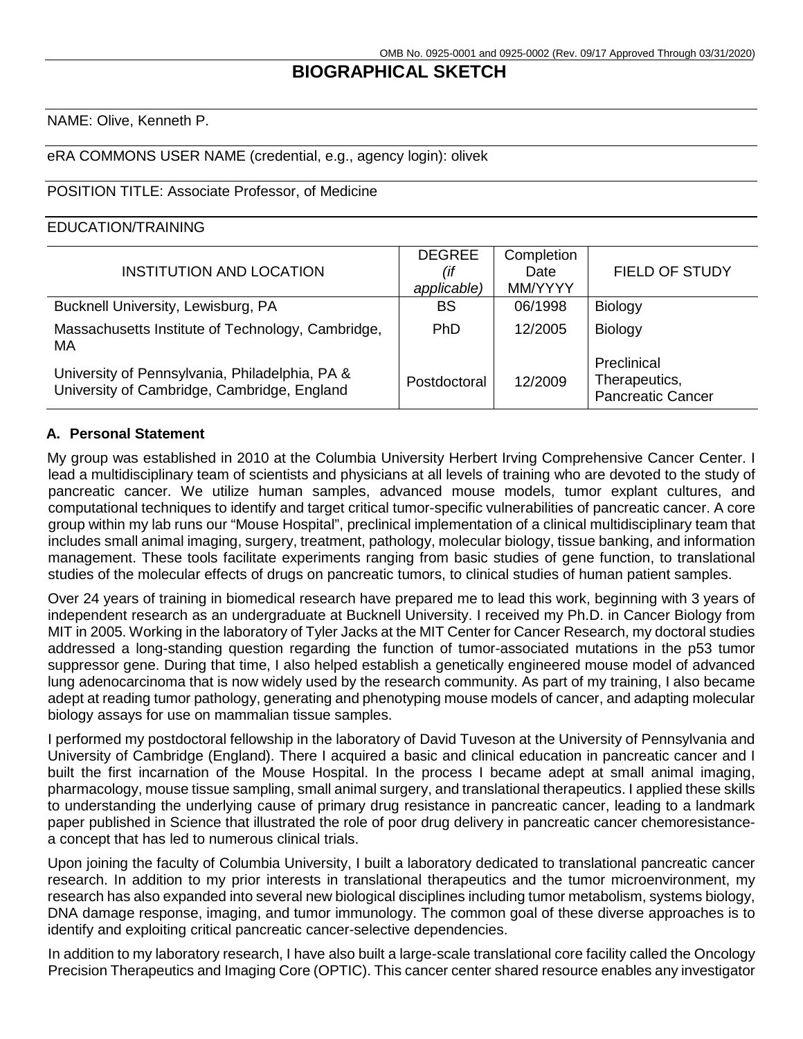# BIOGRAPHICAL SKETCH

NAME: Olive, Kenneth P.

eRA COMMONS USER NAME (credential, e.g., agency login): olivek

POSITION TITLE: Associate Professor, of Medicine

EDUCATION/TRAINING

| INSTITUTION AND LOCATION | DEGREE *(if applicable)* | Completion Date MM/YYYY | FIELD OF STUDY |
|---|---|---|---|
| Bucknell University, Lewisburg, PA | BS | 06/1998 | Biology |
| Massachusetts Institute of Technology, Cambridge, MA | PhD | 12/2005 | Biology |
| University of Pennsylvania, Philadelphia, PA & University of Cambridge, Cambridge, England | Postdoctoral | 12/2009 | Preclinical Therapeutics, Pancreatic Cancer |

## A. Personal Statement

My group was established in 2010 at the Columbia University Herbert Irving Comprehensive Cancer Center. I lead a multidisciplinary team of scientists and physicians at all levels of training who are devoted to the study of pancreatic cancer. We utilize human samples, advanced mouse models, tumor explant cultures, and computational techniques to identify and target critical tumor-specific vulnerabilities of pancreatic cancer. A core group within my lab runs our "Mouse Hospital", preclinical implementation of a clinical multidisciplinary team that includes small animal imaging, surgery, treatment, pathology, molecular biology, tissue banking, and information management. These tools facilitate experiments ranging from basic studies of gene function, to translational studies of the molecular effects of drugs on pancreatic tumors, to clinical studies of human patient samples.

Over 24 years of training in biomedical research have prepared me to lead this work, beginning with 3 years of independent research as an undergraduate at Bucknell University. I received my Ph.D. in Cancer Biology from MIT in 2005. Working in the laboratory of Tyler Jacks at the MIT Center for Cancer Research, my doctoral studies addressed a long-standing question regarding the function of tumor-associated mutations in the p53 tumor suppressor gene. During that time, I also helped establish a genetically engineered mouse model of advanced lung adenocarcinoma that is now widely used by the research community. As part of my training, I also became adept at reading tumor pathology, generating and phenotyping mouse models of cancer, and adapting molecular biology assays for use on mammalian tissue samples.

I performed my postdoctoral fellowship in the laboratory of David Tuveson at the University of Pennsylvania and University of Cambridge (England). There I acquired a basic and clinical education in pancreatic cancer and I built the first incarnation of the Mouse Hospital. In the process I became adept at small animal imaging, pharmacology, mouse tissue sampling, small animal surgery, and translational therapeutics. I applied these skills to understanding the underlying cause of primary drug resistance in pancreatic cancer, leading to a landmark paper published in Science that illustrated the role of poor drug delivery in pancreatic cancer chemoresistance-a concept that has led to numerous clinical trials.

Upon joining the faculty of Columbia University, I built a laboratory dedicated to translational pancreatic cancer research. In addition to my prior interests in translational therapeutics and the tumor microenvironment, my research has also expanded into several new biological disciplines including tumor metabolism, systems biology, DNA damage response, imaging, and tumor immunology. The common goal of these diverse approaches is to identify and exploiting critical pancreatic cancer-selective dependencies.

In addition to my laboratory research, I have also built a large-scale translational core facility called the Oncology Precision Therapeutics and Imaging Core (OPTIC). This cancer center shared resource enables any investigator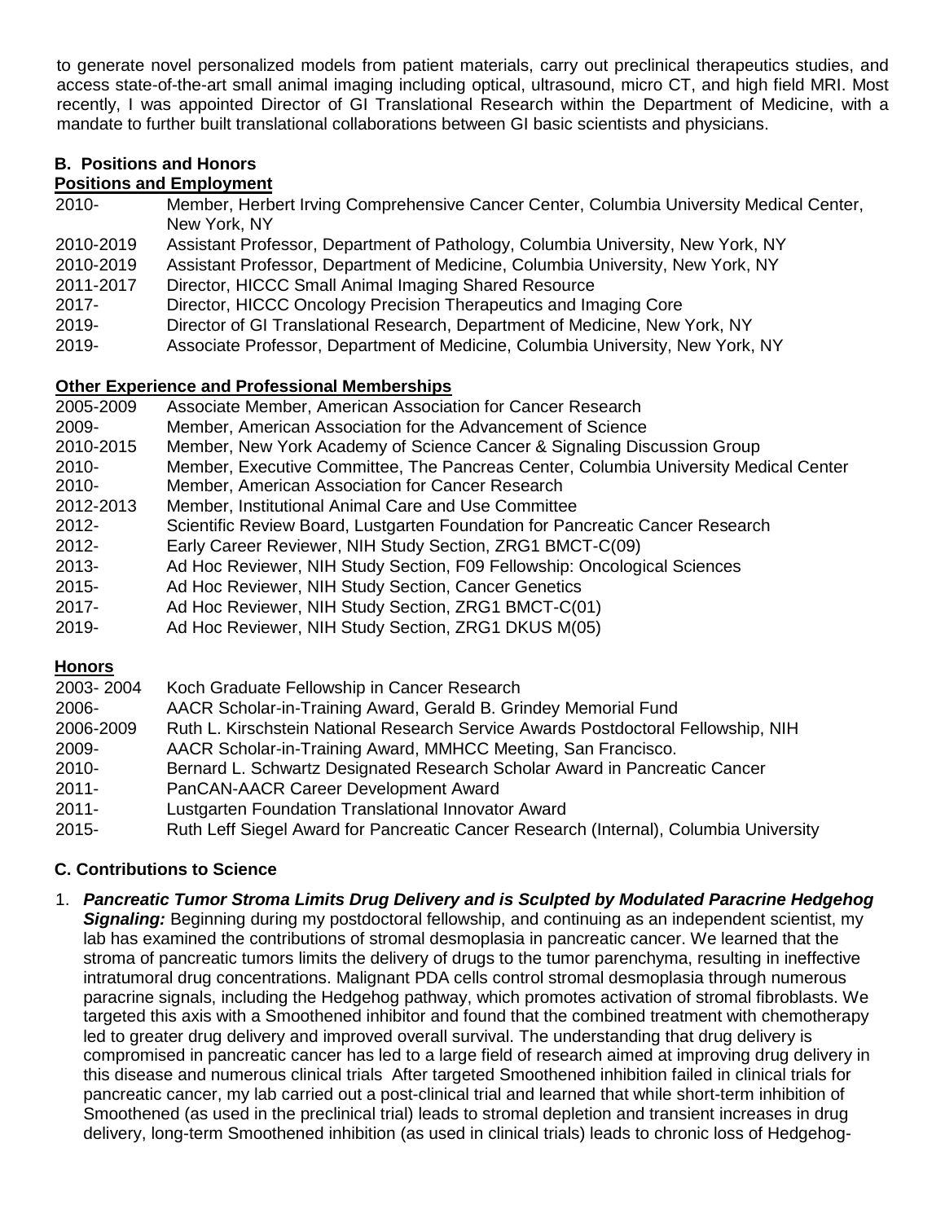to generate novel personalized models from patient materials, carry out preclinical therapeutics studies, and access state-of-the-art small animal imaging including optical, ultrasound, micro CT, and high field MRI. Most recently, I was appointed Director of GI Translational Research within the Department of Medicine, with a mandate to further built translational collaborations between GI basic scientists and physicians.

## B. Positions and Honors

### Positions and Employment

| | |
|---|---|
| 2010- | Member, Herbert Irving Comprehensive Cancer Center, Columbia University Medical Center, New York, NY |
| 2010-2019 | Assistant Professor, Department of Pathology, Columbia University, New York, NY |
| 2010-2019 | Assistant Professor, Department of Medicine, Columbia University, New York, NY |
| 2011-2017 | Director, HICCC Small Animal Imaging Shared Resource |
| 2017- | Director, HICCC Oncology Precision Therapeutics and Imaging Core |
| 2019- | Director of GI Translational Research, Department of Medicine, New York, NY |
| 2019- | Associate Professor, Department of Medicine, Columbia University, New York, NY |

### Other Experience and Professional Memberships

| | |
|---|---|
| 2005-2009 | Associate Member, American Association for Cancer Research |
| 2009- | Member, American Association for the Advancement of Science |
| 2010-2015 | Member, New York Academy of Science Cancer & Signaling Discussion Group |
| 2010- | Member, Executive Committee, The Pancreas Center, Columbia University Medical Center |
| 2010- | Member, American Association for Cancer Research |
| 2012-2013 | Member, Institutional Animal Care and Use Committee |
| 2012- | Scientific Review Board, Lustgarten Foundation for Pancreatic Cancer Research |
| 2012- | Early Career Reviewer, NIH Study Section, ZRG1 BMCT-C(09) |
| 2013- | Ad Hoc Reviewer, NIH Study Section, F09 Fellowship: Oncological Sciences |
| 2015- | Ad Hoc Reviewer, NIH Study Section, Cancer Genetics |
| 2017- | Ad Hoc Reviewer, NIH Study Section, ZRG1 BMCT-C(01) |
| 2019- | Ad Hoc Reviewer, NIH Study Section, ZRG1 DKUS M(05) |

### Honors

| | |
|---|---|
| 2003- 2004 | Koch Graduate Fellowship in Cancer Research |
| 2006- | AACR Scholar-in-Training Award, Gerald B. Grindey Memorial Fund |
| 2006-2009 | Ruth L. Kirschstein National Research Service Awards Postdoctoral Fellowship, NIH |
| 2009- | AACR Scholar-in-Training Award, MMHCC Meeting, San Francisco. |
| 2010- | Bernard L. Schwartz Designated Research Scholar Award in Pancreatic Cancer |
| 2011- | PanCAN-AACR Career Development Award |
| 2011- | Lustgarten Foundation Translational Innovator Award |
| 2015- | Ruth Leff Siegel Award for Pancreatic Cancer Research (Internal), Columbia University |

## C. Contributions to Science

1. ***Pancreatic Tumor Stroma Limits Drug Delivery and is Sculpted by Modulated Paracrine Hedgehog Signaling:*** Beginning during my postdoctoral fellowship, and continuing as an independent scientist, my lab has examined the contributions of stromal desmoplasia in pancreatic cancer. We learned that the stroma of pancreatic tumors limits the delivery of drugs to the tumor parenchyma, resulting in ineffective intratumoral drug concentrations. Malignant PDA cells control stromal desmoplasia through numerous paracrine signals, including the Hedgehog pathway, which promotes activation of stromal fibroblasts. We targeted this axis with a Smoothened inhibitor and found that the combined treatment with chemotherapy led to greater drug delivery and improved overall survival. The understanding that drug delivery is compromised in pancreatic cancer has led to a large field of research aimed at improving drug delivery in this disease and numerous clinical trials After targeted Smoothened inhibition failed in clinical trials for pancreatic cancer, my lab carried out a post-clinical trial and learned that while short-term inhibition of Smoothened (as used in the preclinical trial) leads to stromal depletion and transient increases in drug delivery, long-term Smoothened inhibition (as used in clinical trials) leads to chronic loss of Hedgehog-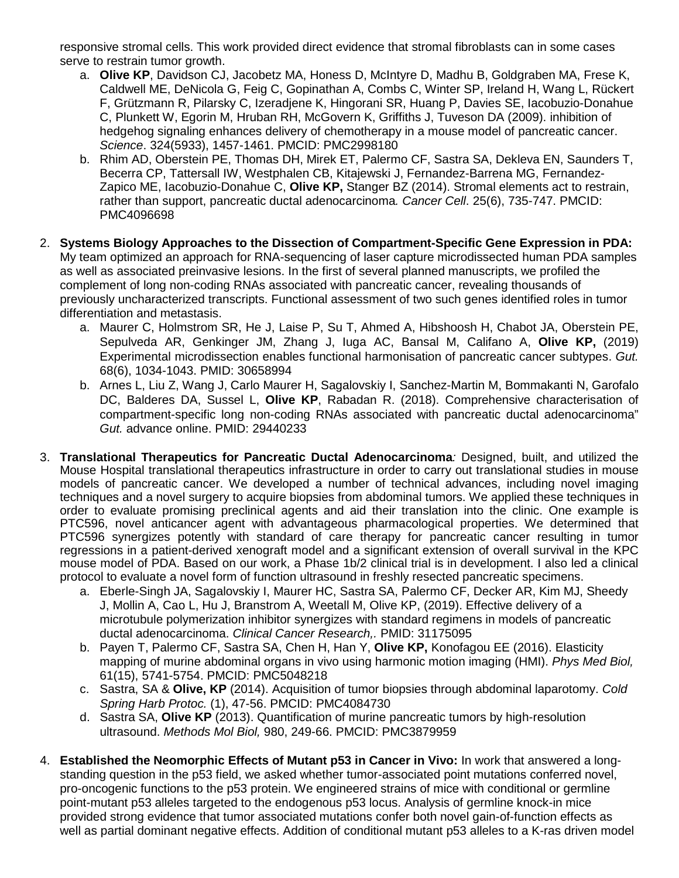responsive stromal cells. This work provided direct evidence that stromal fibroblasts can in some cases serve to restrain tumor growth.

a. **Olive KP**, Davidson CJ, Jacobetz MA, Honess D, McIntyre D, Madhu B, Goldgraben MA, Frese K, Caldwell ME, DeNicola G, Feig C, Gopinathan A, Combs C, Winter SP, Ireland H, Wang L, Rückert F, Grützmann R, Pilarsky C, Izeradjene K, Hingorani SR, Huang P, Davies SE, Iacobuzio-Donahue C, Plunkett W, Egorin M, Hruban RH, McGovern K, Griffiths J, Tuveson DA (2009). inhibition of hedgehog signaling enhances delivery of chemotherapy in a mouse model of pancreatic cancer. *Science*. 324(5933), 1457-1461. PMCID: PMC2998180
b. Rhim AD, Oberstein PE, Thomas DH, Mirek ET, Palermo CF, Sastra SA, Dekleva EN, Saunders T, Becerra CP, Tattersall IW, Westphalen CB, Kitajewski J, Fernandez-Barrena MG, Fernandez-Zapico ME, Iacobuzio-Donahue C, **Olive KP,** Stanger BZ (2014). Stromal elements act to restrain, rather than support, pancreatic ductal adenocarcinoma*. Cancer Cell*. 25(6), 735-747. PMCID: PMC4096698

2. **Systems Biology Approaches to the Dissection of Compartment-Specific Gene Expression in PDA:** My team optimized an approach for RNA-sequencing of laser capture microdissected human PDA samples as well as associated preinvasive lesions. In the first of several planned manuscripts, we profiled the complement of long non-coding RNAs associated with pancreatic cancer, revealing thousands of previously uncharacterized transcripts. Functional assessment of two such genes identified roles in tumor differentiation and metastasis.

a. Maurer C, Holmstrom SR, He J, Laise P, Su T, Ahmed A, Hibshoosh H, Chabot JA, Oberstein PE, Sepulveda AR, Genkinger JM, Zhang J, Iuga AC, Bansal M, Califano A, **Olive KP,** (2019) Experimental microdissection enables functional harmonisation of pancreatic cancer subtypes. *Gut.* 68(6), 1034-1043. PMID: 30658994
b. Arnes L, Liu Z, Wang J, Carlo Maurer H, Sagalovskiy I, Sanchez-Martin M, Bommakanti N, Garofalo DC, Balderes DA, Sussel L, **Olive KP**, Rabadan R. (2018). Comprehensive characterisation of compartment-specific long non-coding RNAs associated with pancreatic ductal adenocarcinoma" *Gut.* advance online. PMID: 29440233

3. **Translational Therapeutics for Pancreatic Ductal Adenocarcinoma***:* Designed, built, and utilized the Mouse Hospital translational therapeutics infrastructure in order to carry out translational studies in mouse models of pancreatic cancer. We developed a number of technical advances, including novel imaging techniques and a novel surgery to acquire biopsies from abdominal tumors. We applied these techniques in order to evaluate promising preclinical agents and aid their translation into the clinic. One example is PTC596, novel anticancer agent with advantageous pharmacological properties. We determined that PTC596 synergizes potently with standard of care therapy for pancreatic cancer resulting in tumor regressions in a patient-derived xenograft model and a significant extension of overall survival in the KPC mouse model of PDA. Based on our work, a Phase 1b/2 clinical trial is in development. I also led a clinical protocol to evaluate a novel form of function ultrasound in freshly resected pancreatic specimens.

a. Eberle-Singh JA, Sagalovskiy I, Maurer HC, Sastra SA, Palermo CF, Decker AR, Kim MJ, Sheedy J, Mollin A, Cao L, Hu J, Branstrom A, Weetall M, Olive KP, (2019). Effective delivery of a microtubule polymerization inhibitor synergizes with standard regimens in models of pancreatic ductal adenocarcinoma. *Clinical Cancer Research,.* PMID: 31175095
b. Payen T, Palermo CF, Sastra SA, Chen H, Han Y, **Olive KP,** Konofagou EE (2016). Elasticity mapping of murine abdominal organs in vivo using harmonic motion imaging (HMI). *Phys Med Biol,* 61(15), 5741-5754. PMCID: PMC5048218
c. Sastra, SA & **Olive, KP** (2014). Acquisition of tumor biopsies through abdominal laparotomy. *Cold Spring Harb Protoc.* (1), 47-56. PMCID: PMC4084730
d. Sastra SA, **Olive KP** (2013). Quantification of murine pancreatic tumors by high-resolution ultrasound. *Methods Mol Biol,* 980, 249-66. PMCID: PMC3879959

4. **Established the Neomorphic Effects of Mutant p53 in Cancer in Vivo:** In work that answered a long-standing question in the p53 field, we asked whether tumor-associated point mutations conferred novel, pro-oncogenic functions to the p53 protein. We engineered strains of mice with conditional or germline point-mutant p53 alleles targeted to the endogenous p53 locus. Analysis of germline knock-in mice provided strong evidence that tumor associated mutations confer both novel gain-of-function effects as well as partial dominant negative effects. Addition of conditional mutant p53 alleles to a K-ras driven model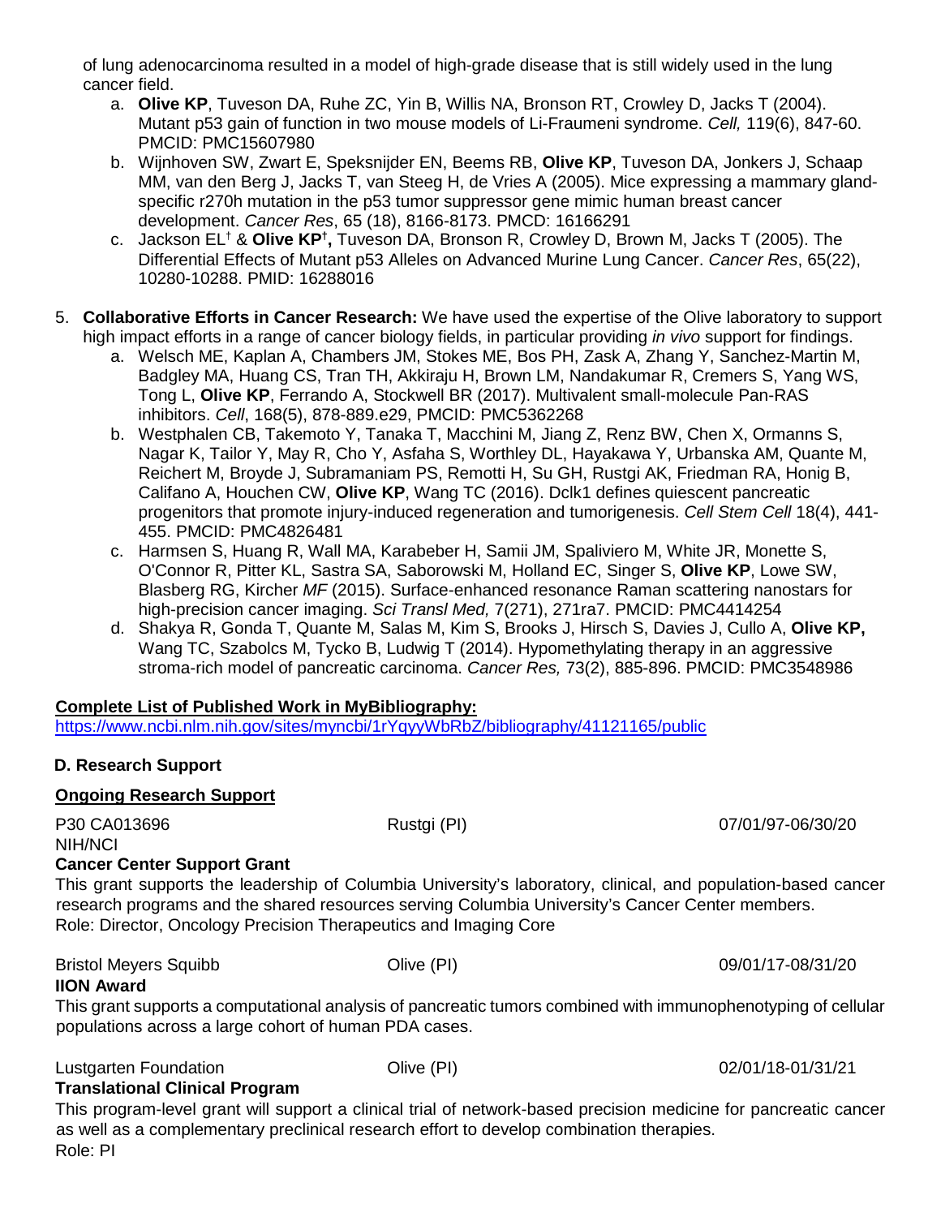of lung adenocarcinoma resulted in a model of high-grade disease that is still widely used in the lung cancer field.

a. **Olive KP**, Tuveson DA, Ruhe ZC, Yin B, Willis NA, Bronson RT, Crowley D, Jacks T (2004). Mutant p53 gain of function in two mouse models of Li-Fraumeni syndrome. *Cell,* 119(6), 847-60. PMCID: PMC15607980
b. Wijnhoven SW, Zwart E, Speksnijder EN, Beems RB, **Olive KP**, Tuveson DA, Jonkers J, Schaap MM, van den Berg J, Jacks T, van Steeg H, de Vries A (2005). Mice expressing a mammary gland-specific r270h mutation in the p53 tumor suppressor gene mimic human breast cancer development. *Cancer Res*, 65 (18), 8166-8173. PMCD: 16166291
c. Jackson EL† & **Olive KP†,** Tuveson DA, Bronson R, Crowley D, Brown M, Jacks T (2005). The Differential Effects of Mutant p53 Alleles on Advanced Murine Lung Cancer. *Cancer Res*, 65(22), 10280-10288. PMID: 16288016

5. **Collaborative Efforts in Cancer Research:** We have used the expertise of the Olive laboratory to support high impact efforts in a range of cancer biology fields, in particular providing *in vivo* support for findings.
   a. Welsch ME, Kaplan A, Chambers JM, Stokes ME, Bos PH, Zask A, Zhang Y, Sanchez-Martin M, Badgley MA, Huang CS, Tran TH, Akkiraju H, Brown LM, Nandakumar R, Cremers S, Yang WS, Tong L, **Olive KP**, Ferrando A, Stockwell BR (2017). Multivalent small-molecule Pan-RAS inhibitors. *Cell*, 168(5), 878-889.e29, PMCID: PMC5362268
   b. Westphalen CB, Takemoto Y, Tanaka T, Macchini M, Jiang Z, Renz BW, Chen X, Ormanns S, Nagar K, Tailor Y, May R, Cho Y, Asfaha S, Worthley DL, Hayakawa Y, Urbanska AM, Quante M, Reichert M, Broyde J, Subramaniam PS, Remotti H, Su GH, Rustgi AK, Friedman RA, Honig B, Califano A, Houchen CW, **Olive KP**, Wang TC (2016). Dclk1 defines quiescent pancreatic progenitors that promote injury-induced regeneration and tumorigenesis. *Cell Stem Cell* 18(4), 441-455. PMCID: PMC4826481
   c. Harmsen S, Huang R, Wall MA, Karabeber H, Samii JM, Spaliviero M, White JR, Monette S, O'Connor R, Pitter KL, Sastra SA, Saborowski M, Holland EC, Singer S, **Olive KP**, Lowe SW, Blasberg RG, Kircher *MF* (2015). Surface-enhanced resonance Raman scattering nanostars for high-precision cancer imaging. *Sci Transl Med,* 7(271), 271ra7. PMCID: PMC4414254
   d. Shakya R, Gonda T, Quante M, Salas M, Kim S, Brooks J, Hirsch S, Davies J, Cullo A, **Olive KP,** Wang TC, Szabolcs M, Tycko B, Ludwig T (2014). Hypomethylating therapy in an aggressive stroma-rich model of pancreatic carcinoma. *Cancer Res,* 73(2), 885-896. PMCID: PMC3548986

**Complete List of Published Work in MyBibliography:**
https://www.ncbi.nlm.nih.gov/sites/myncbi/1rYqyyWbRbZ/bibliography/41121165/public

## D. Research Support

**Ongoing Research Support**

P30 CA013696 — Rustgi (PI) — 07/01/97-06/30/20
NIH/NCI
**Cancer Center Support Grant**
This grant supports the leadership of Columbia University's laboratory, clinical, and population-based cancer research programs and the shared resources serving Columbia University's Cancer Center members.
Role: Director, Oncology Precision Therapeutics and Imaging Core

Bristol Meyers Squibb — Olive (PI) — 09/01/17-08/31/20
**IION Award**
This grant supports a computational analysis of pancreatic tumors combined with immunophenotyping of cellular populations across a large cohort of human PDA cases.

Lustgarten Foundation — Olive (PI) — 02/01/18-01/31/21
**Translational Clinical Program**
This program-level grant will support a clinical trial of network-based precision medicine for pancreatic cancer as well as a complementary preclinical research effort to develop combination therapies.
Role: PI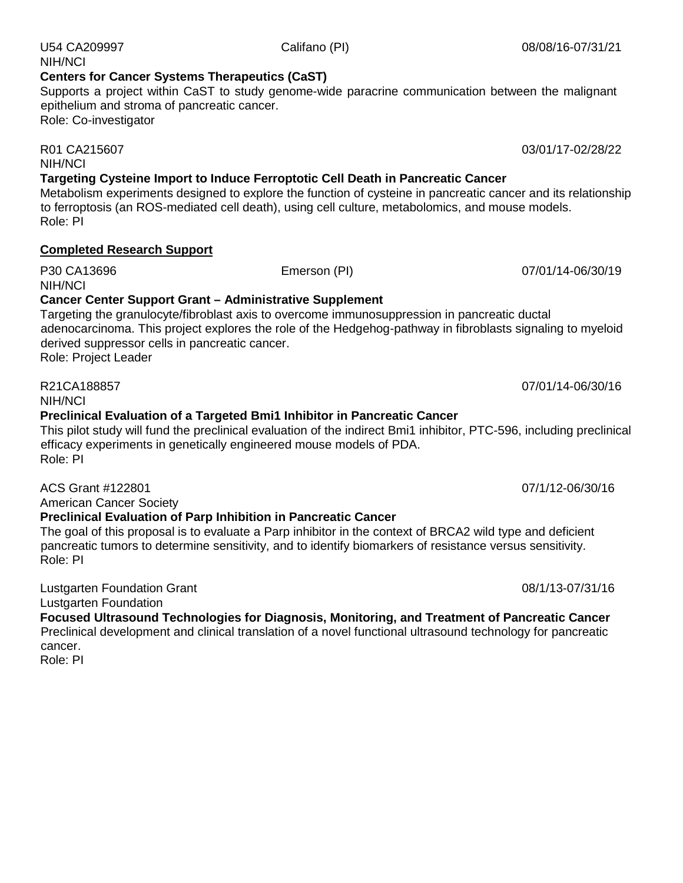U54 CA209997 Califano (PI) 08/08/16-07/31/21
NIH/NCI
**Centers for Cancer Systems Therapeutics (CaST)**
Supports a project within CaST to study genome-wide paracrine communication between the malignant epithelium and stroma of pancreatic cancer.
Role: Co-investigator

R01 CA215607 03/01/17-02/28/22
NIH/NCI
**Targeting Cysteine Import to Induce Ferroptotic Cell Death in Pancreatic Cancer**
Metabolism experiments designed to explore the function of cysteine in pancreatic cancer and its relationship to ferroptosis (an ROS-mediated cell death), using cell culture, metabolomics, and mouse models.
Role: PI

**Completed Research Support**

P30 CA13696 Emerson (PI) 07/01/14-06/30/19
NIH/NCI
**Cancer Center Support Grant – Administrative Supplement**
Targeting the granulocyte/fibroblast axis to overcome immunosuppression in pancreatic ductal adenocarcinoma. This project explores the role of the Hedgehog-pathway in fibroblasts signaling to myeloid derived suppressor cells in pancreatic cancer.
Role: Project Leader

R21CA188857 07/01/14-06/30/16
NIH/NCI
**Preclinical Evaluation of a Targeted Bmi1 Inhibitor in Pancreatic Cancer**
This pilot study will fund the preclinical evaluation of the indirect Bmi1 inhibitor, PTC-596, including preclinical efficacy experiments in genetically engineered mouse models of PDA.
Role: PI

ACS Grant #122801 07/1/12-06/30/16
American Cancer Society
**Preclinical Evaluation of Parp Inhibition in Pancreatic Cancer**
The goal of this proposal is to evaluate a Parp inhibitor in the context of BRCA2 wild type and deficient pancreatic tumors to determine sensitivity, and to identify biomarkers of resistance versus sensitivity.
Role: PI

Lustgarten Foundation Grant 08/1/13-07/31/16
Lustgarten Foundation
**Focused Ultrasound Technologies for Diagnosis, Monitoring, and Treatment of Pancreatic Cancer**
Preclinical development and clinical translation of a novel functional ultrasound technology for pancreatic cancer.
Role: PI